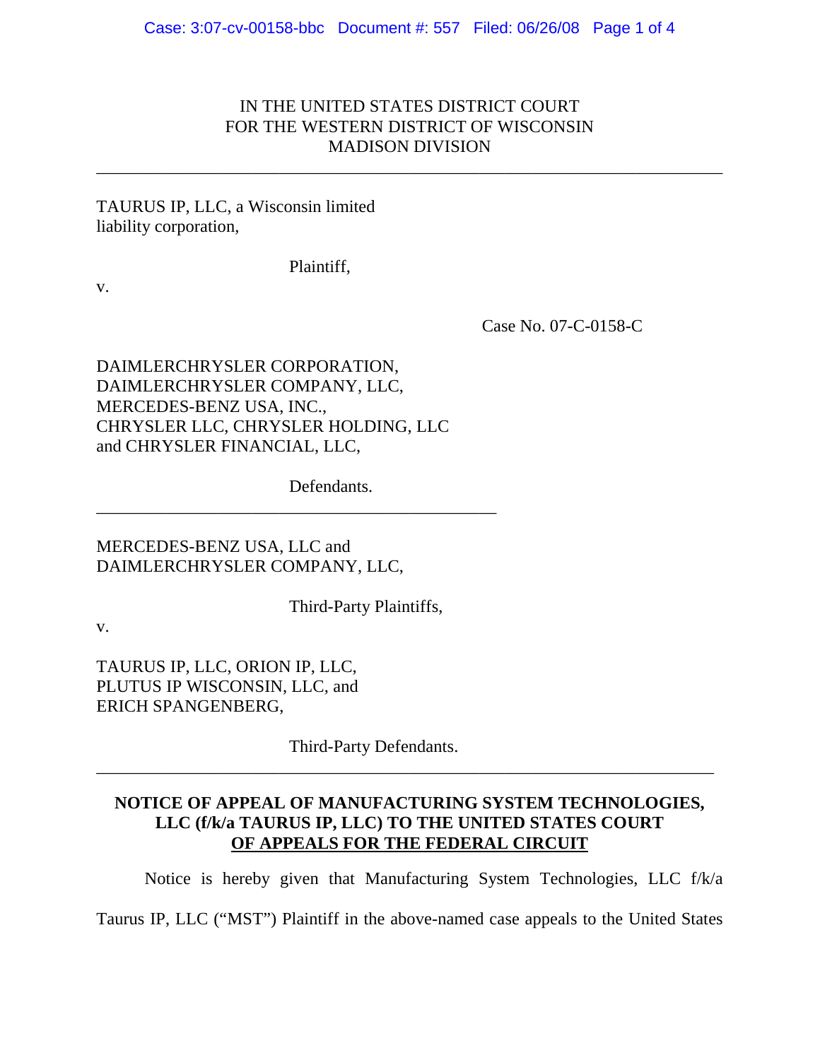IN THE UNITED STATES DISTRICT COURT
FOR THE WESTERN DISTRICT OF WISCONSIN
MADISON DIVISION

---

TAURUS IP, LLC, a Wisconsin limited liability corporation,

Plaintiff,

v.

Case No. 07-C-0158-C

DAIMLERCHRYSLER CORPORATION, DAIMLERCHRYSLER COMPANY, LLC, MERCEDES-BENZ USA, INC., CHRYSLER LLC, CHRYSLER HOLDING, LLC and CHRYSLER FINANCIAL, LLC,

Defendants.

---

MERCEDES-BENZ USA, LLC and DAIMLERCHRYSLER COMPANY, LLC,

Third-Party Plaintiffs,

v.

TAURUS IP, LLC, ORION IP, LLC, PLUTUS IP WISCONSIN, LLC, and ERICH SPANGENBERG,

Third-Party Defendants.

---

**NOTICE OF APPEAL OF MANUFACTURING SYSTEM TECHNOLOGIES, LLC (f/k/a TAURUS IP, LLC) TO THE UNITED STATES COURT OF APPEALS FOR THE FEDERAL CIRCUIT**

Notice is hereby given that Manufacturing System Technologies, LLC f/k/a Taurus IP, LLC ("MST") Plaintiff in the above-named case appeals to the United States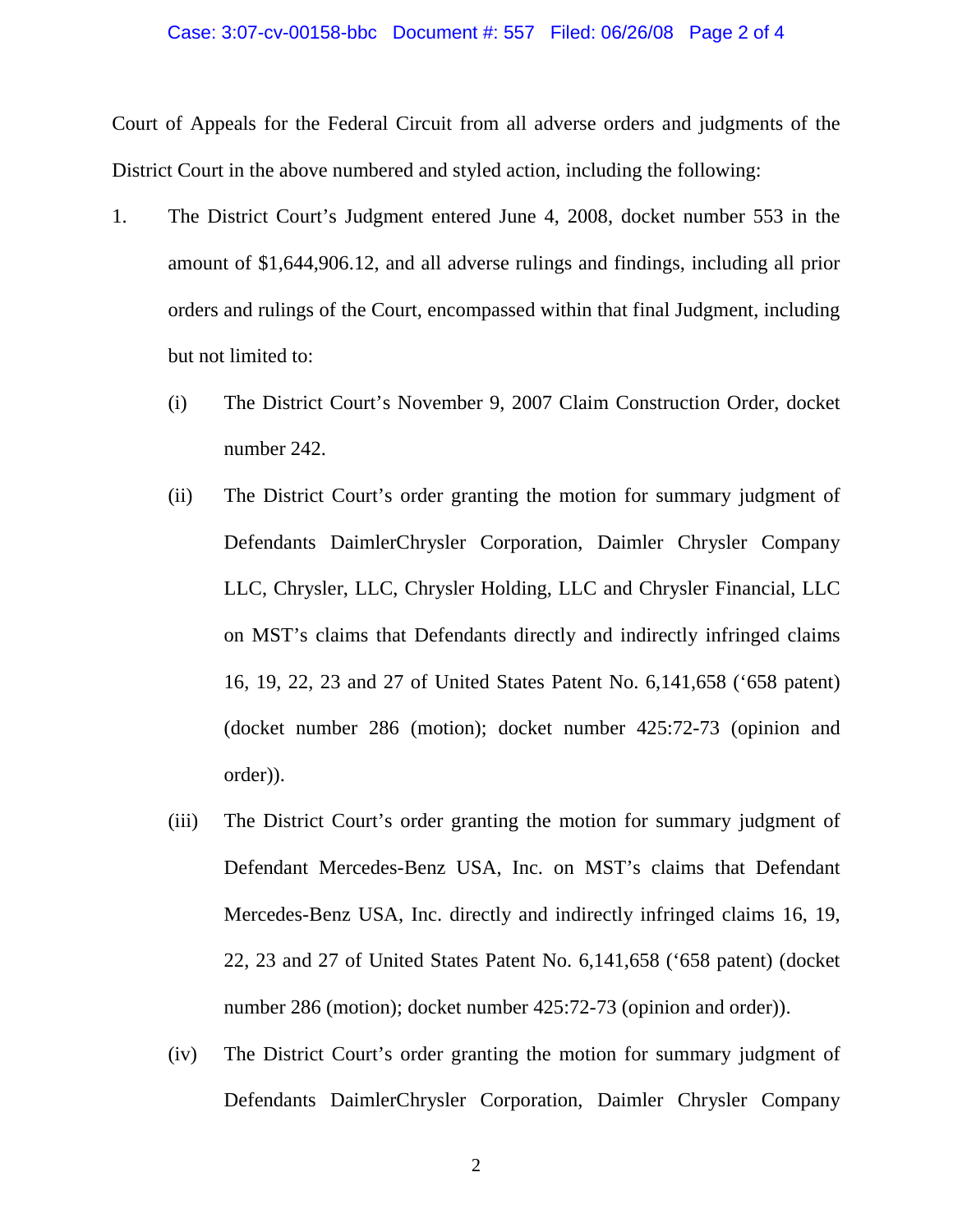Court of Appeals for the Federal Circuit from all adverse orders and judgments of the District Court in the above numbered and styled action, including the following:

1. The District Court's Judgment entered June 4, 2008, docket number 553 in the amount of $1,644,906.12, and all adverse rulings and findings, including all prior orders and rulings of the Court, encompassed within that final Judgment, including but not limited to:

   (i) The District Court's November 9, 2007 Claim Construction Order, docket number 242.

   (ii) The District Court's order granting the motion for summary judgment of Defendants DaimlerChrysler Corporation, Daimler Chrysler Company LLC, Chrysler, LLC, Chrysler Holding, LLC and Chrysler Financial, LLC on MST's claims that Defendants directly and indirectly infringed claims 16, 19, 22, 23 and 27 of United States Patent No. 6,141,658 ('658 patent) (docket number 286 (motion); docket number 425:72-73 (opinion and order)).

   (iii) The District Court's order granting the motion for summary judgment of Defendant Mercedes-Benz USA, Inc. on MST's claims that Defendant Mercedes-Benz USA, Inc. directly and indirectly infringed claims 16, 19, 22, 23 and 27 of United States Patent No. 6,141,658 ('658 patent) (docket number 286 (motion); docket number 425:72-73 (opinion and order)).

   (iv) The District Court's order granting the motion for summary judgment of Defendants DaimlerChrysler Corporation, Daimler Chrysler Company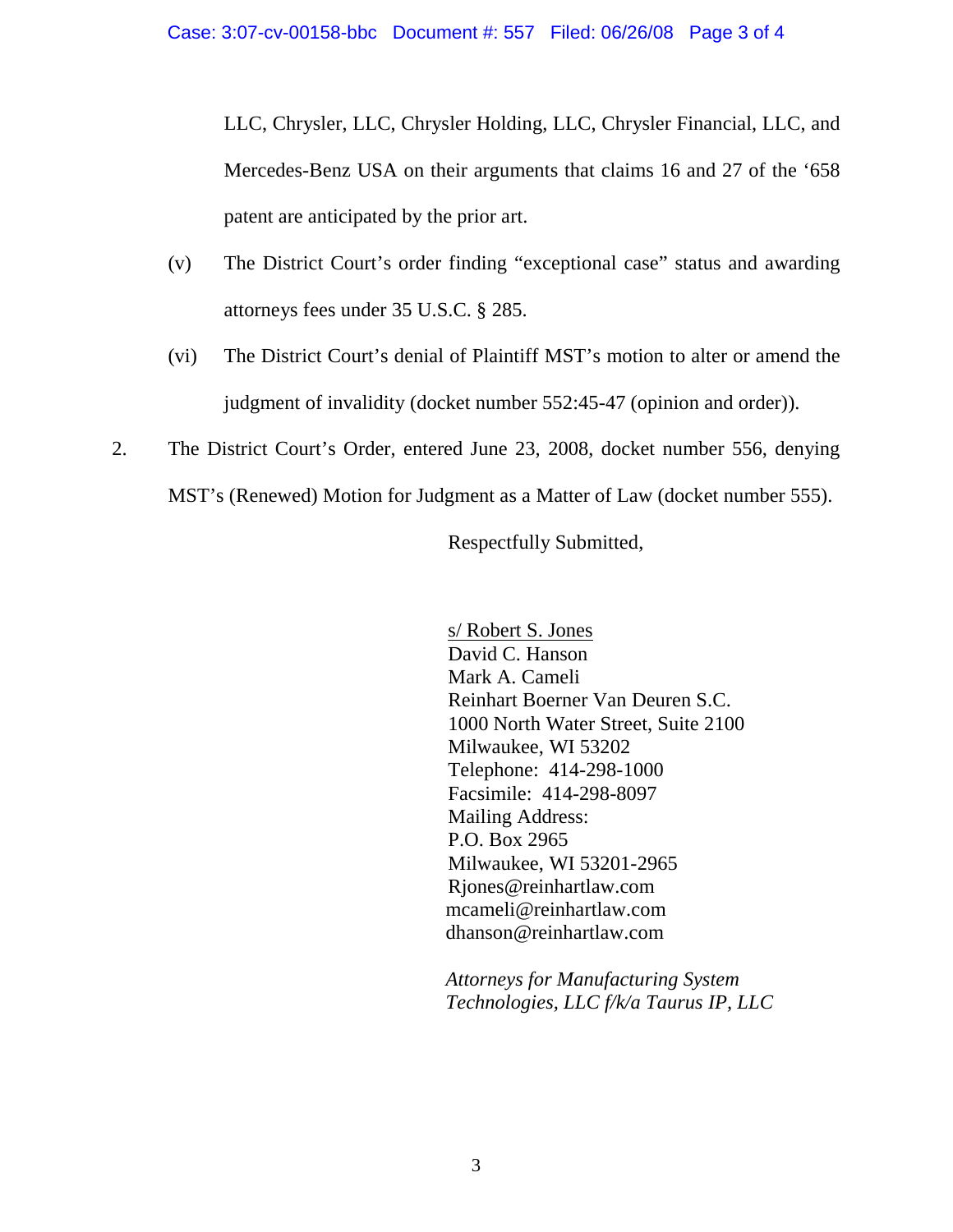LLC, Chrysler, LLC, Chrysler Holding, LLC, Chrysler Financial, LLC, and Mercedes-Benz USA on their arguments that claims 16 and 27 of the ‘658 patent are anticipated by the prior art.

(v) The District Court’s order finding “exceptional case” status and awarding attorneys fees under 35 U.S.C. § 285.

(vi) The District Court’s denial of Plaintiff MST’s motion to alter or amend the judgment of invalidity (docket number 552:45-47 (opinion and order)).

2. The District Court’s Order, entered June 23, 2008, docket number 556, denying MST’s (Renewed) Motion for Judgment as a Matter of Law (docket number 555).

Respectfully Submitted,

s/ Robert S. Jones
David C. Hanson
Mark A. Cameli
Reinhart Boerner Van Deuren S.C.
1000 North Water Street, Suite 2100
Milwaukee, WI 53202
Telephone: 414-298-1000
Facsimile: 414-298-8097
Mailing Address:
P.O. Box 2965
Milwaukee, WI 53201-2965
Rjones@reinhartlaw.com
mcameli@reinhartlaw.com
dhanson@reinhartlaw.com

*Attorneys for Manufacturing System Technologies, LLC f/k/a Taurus IP, LLC*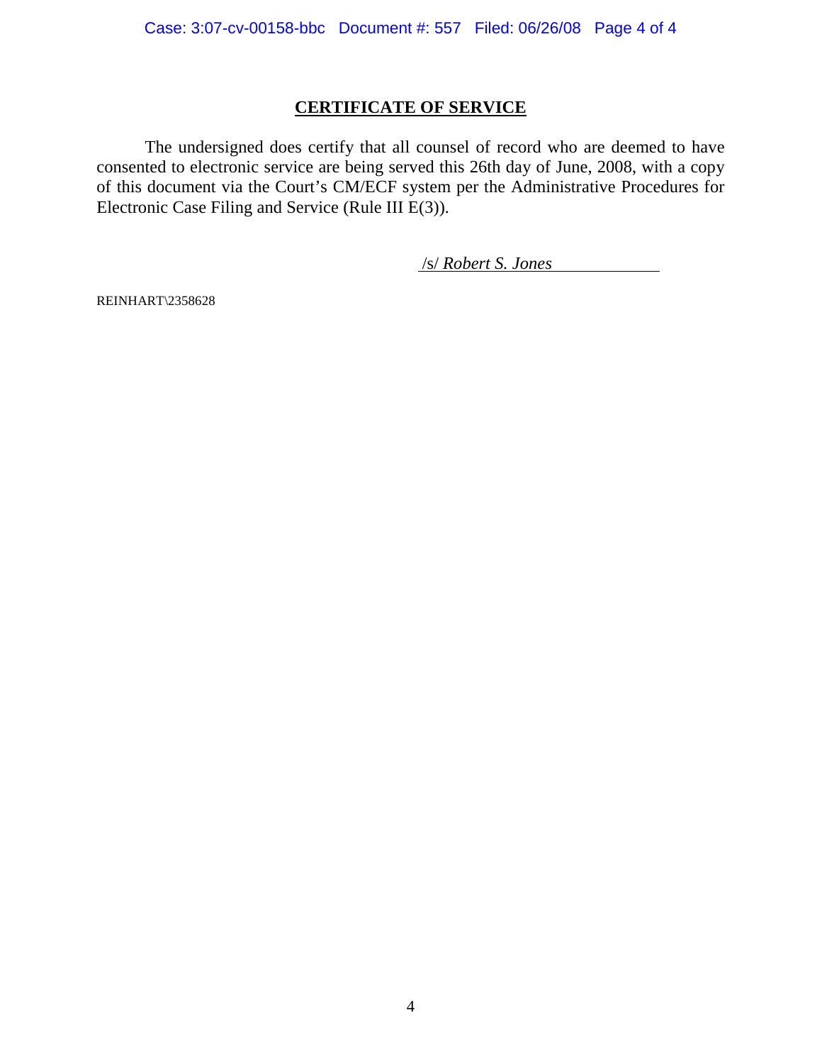## CERTIFICATE OF SERVICE

The undersigned does certify that all counsel of record who are deemed to have consented to electronic service are being served this 26th day of June, 2008, with a copy of this document via the Court's CM/ECF system per the Administrative Procedures for Electronic Case Filing and Service (Rule III E(3)).

/s/ *Robert S. Jones*

REINHART\2358628